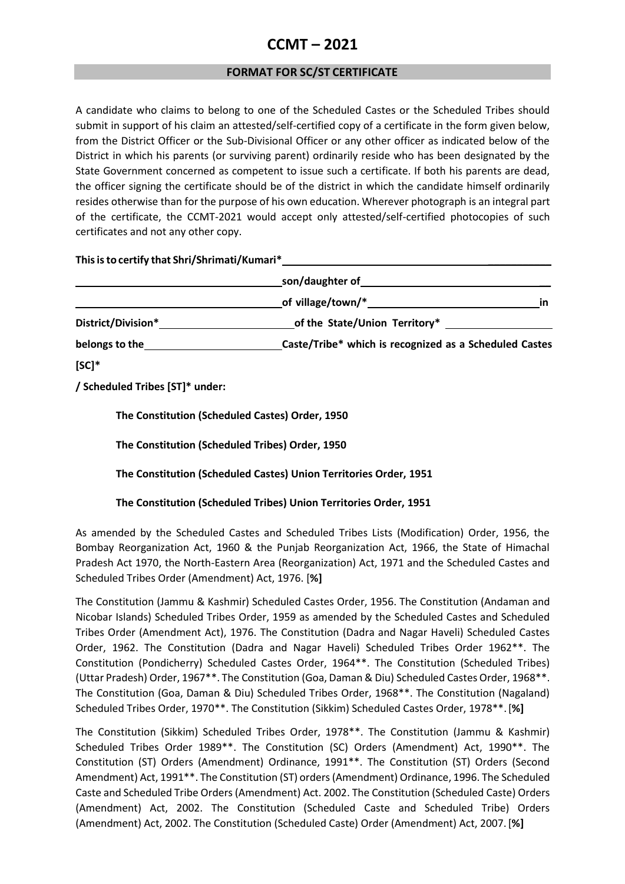# CCMT – 2021

## FORMAT FOR SC/ST CERTIFICATE

A candidate who claims to belong to one of the Scheduled Castes or the Scheduled Tribes should submit in support of his claim an attested/self-certified copy of a certificate in the form given below, from the District Officer or the Sub-Divisional Officer or any other officer as indicated below of the District in which his parents (or surviving parent) ordinarily reside who has been designated by the State Government concerned as competent to issue such a certificate. If both his parents are dead, the officer signing the certificate should be of the district in which the candidate himself ordinarily resides otherwise than for the purpose of his own education. Wherever photograph is an integral part of the certificate, the CCMT-2021 would accept only attested/self-certified photocopies of such certificates and not any other copy.

**This is to certify that Shri/Shrimati/Kumari*\_\_\_\_\_\_\_\_\_\_\_\_\_\_\_\_\_\_\_\_\_\_\_\_\_\_\_\_\_\_\_\_\_\_\_\_\_\_\_\_**

**\_\_\_\_\_\_\_\_\_\_\_\_\_\_\_\_\_\_\_\_\_\_\_\_\_\_\_\_\_\_\_\_\_\_\_\_son/daughter of\_\_\_\_\_\_\_\_\_\_\_\_\_\_\_\_\_\_\_\_\_\_\_\_\_\_\_\_\_\_\_\_\_\_**

**\_\_\_\_\_\_\_\_\_\_\_\_\_\_\_\_\_\_\_\_\_\_\_\_\_\_\_\_\_\_\_\_\_\_\_\_of village/town/*\_\_\_\_\_\_\_\_\_\_\_\_\_\_\_\_\_\_\_\_\_\_\_\_\_\_\_\_\_\_in**

**District/Division*\_\_\_\_\_\_\_\_\_\_\_\_\_\_\_\_\_\_\_\_\_\_\_of the State/Union Territory* \_\_\_\_\_\_\_\_\_\_\_\_\_\_\_\_\_\_\_\_**

**belongs to the\_\_\_\_\_\_\_\_\_\_\_\_\_\_\_\_\_\_\_\_\_\_\_Caste/Tribe* which is recognized as a Scheduled Castes**

**[SC]***

**/ Scheduled Tribes [ST]* under:**

**The Constitution (Scheduled Castes) Order, 1950**

**The Constitution (Scheduled Tribes) Order, 1950**

**The Constitution (Scheduled Castes) Union Territories Order, 1951**

**The Constitution (Scheduled Tribes) Union Territories Order, 1951**

As amended by the Scheduled Castes and Scheduled Tribes Lists (Modification) Order, 1956, the Bombay Reorganization Act, 1960 & the Punjab Reorganization Act, 1966, the State of Himachal Pradesh Act 1970, the North-Eastern Area (Reorganization) Act, 1971 and the Scheduled Castes and Scheduled Tribes Order (Amendment) Act, 1976. [**%]**

The Constitution (Jammu & Kashmir) Scheduled Castes Order, 1956. The Constitution (Andaman and Nicobar Islands) Scheduled Tribes Order, 1959 as amended by the Scheduled Castes and Scheduled Tribes Order (Amendment Act), 1976. The Constitution (Dadra and Nagar Haveli) Scheduled Castes Order, 1962. The Constitution (Dadra and Nagar Haveli) Scheduled Tribes Order 1962**. The Constitution (Pondicherry) Scheduled Castes Order, 1964**. The Constitution (Scheduled Tribes) (Uttar Pradesh) Order, 1967**. The Constitution (Goa, Daman & Diu) Scheduled Castes Order, 1968**. The Constitution (Goa, Daman & Diu) Scheduled Tribes Order, 1968**. The Constitution (Nagaland) Scheduled Tribes Order, 1970**. The Constitution (Sikkim) Scheduled Castes Order, 1978**. [**%]**

The Constitution (Sikkim) Scheduled Tribes Order, 1978**. The Constitution (Jammu & Kashmir) Scheduled Tribes Order 1989**. The Constitution (SC) Orders (Amendment) Act, 1990**. The Constitution (ST) Orders (Amendment) Ordinance, 1991**. The Constitution (ST) Orders (Second Amendment) Act, 1991**. The Constitution (ST) orders (Amendment) Ordinance, 1996. The Scheduled Caste and Scheduled Tribe Orders (Amendment) Act. 2002. The Constitution (Scheduled Caste) Orders (Amendment) Act, 2002. The Constitution (Scheduled Caste and Scheduled Tribe) Orders (Amendment) Act, 2002. The Constitution (Scheduled Caste) Order (Amendment) Act, 2007. [**%]**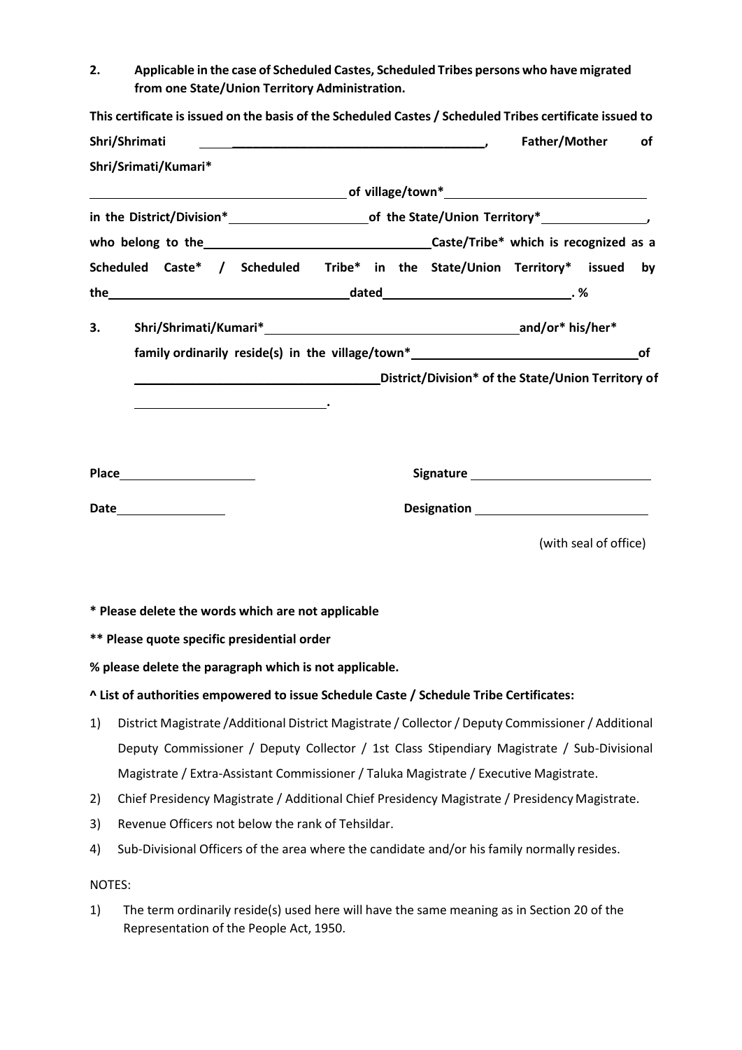**2. Applicable in the case of Scheduled Castes, Scheduled Tribes persons who have migrated from one State/Union Territory Administration.**

**This certificate is issued on the basis of the Scheduled Castes / Scheduled Tribes certificate issued to Shri/Shrimati ____________________________________, Father/Mother of Shri/Srimati/Kumari* ____________________________________ of village/town* ____________________________ in the District/Division* ____________________ of the State/Union Territory* _______________, who belong to the ________________________________ Caste/Tribe* which is recognized as a Scheduled Caste* / Scheduled Tribe* in the State/Union Territory* issued by the ____________________________________ dated ____________________________. %**

**3. Shri/Shrimati/Kumari* ____________________________________ and/or* his/her* family ordinarily reside(s) in the village/town* __________________________________ of ____________________________________ District/Division* of the State/Union Territory of ______________________________.**

**Place** ____________________ **Signature** ____________________________

**Date** ________________ **Designation** ____________________________

(with seal of office)

**\* Please delete the words which are not applicable**

**\*\* Please quote specific presidential order**

**% please delete the paragraph which is not applicable.**

**^ List of authorities empowered to issue Schedule Caste / Schedule Tribe Certificates:**

1) District Magistrate /Additional District Magistrate / Collector / Deputy Commissioner / Additional Deputy Commissioner / Deputy Collector / 1st Class Stipendiary Magistrate / Sub-Divisional Magistrate / Extra-Assistant Commissioner / Taluka Magistrate / Executive Magistrate.
2) Chief Presidency Magistrate / Additional Chief Presidency Magistrate / Presidency Magistrate.
3) Revenue Officers not below the rank of Tehsildar.
4) Sub-Divisional Officers of the area where the candidate and/or his family normally resides.

NOTES:

1) The term ordinarily reside(s) used here will have the same meaning as in Section 20 of the Representation of the People Act, 1950.